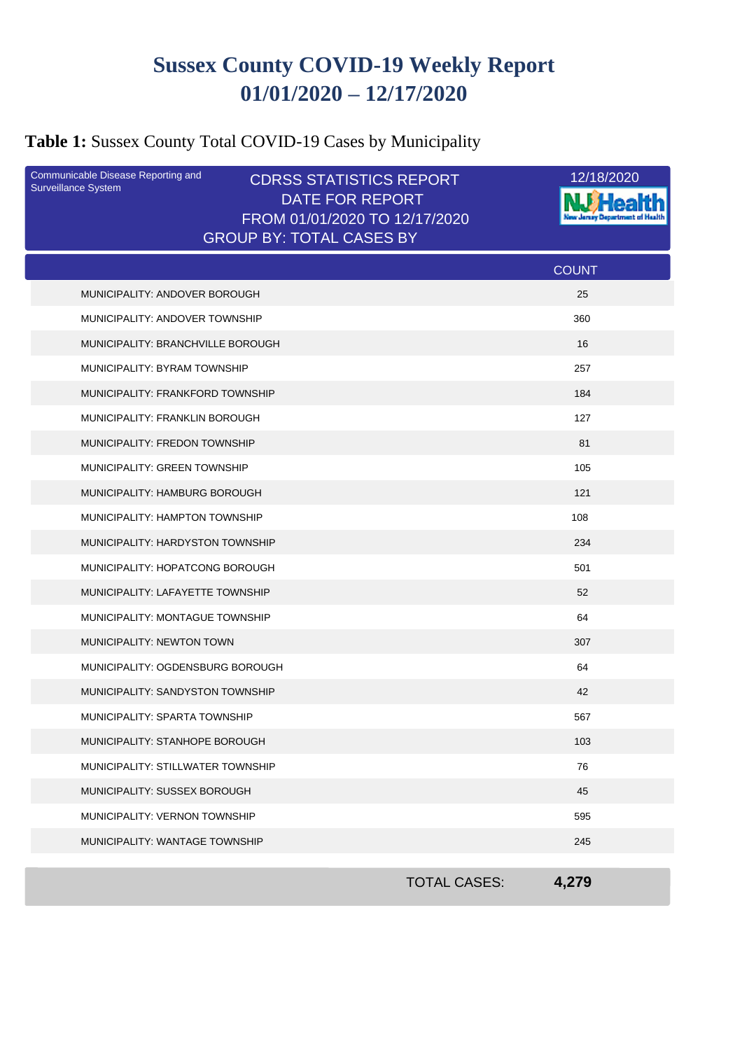# Sussex County COVID-19 Weekly Report
# 01/01/2020 – 12/17/2020

**Table 1:** Sussex County Total COVID-19 Cases by Municipality

Communicable Disease Reporting and Surveillance System

CDRSS STATISTICS REPORT
DATE FOR REPORT
FROM 01/01/2020 TO 12/17/2020
GROUP BY: TOTAL CASES BY

12/18/2020

NJ Health New Jersey Department of Health

| | COUNT |
|---|---|
| MUNICIPALITY: ANDOVER BOROUGH | 25 |
| MUNICIPALITY: ANDOVER TOWNSHIP | 360 |
| MUNICIPALITY: BRANCHVILLE BOROUGH | 16 |
| MUNICIPALITY: BYRAM TOWNSHIP | 257 |
| MUNICIPALITY: FRANKFORD TOWNSHIP | 184 |
| MUNICIPALITY: FRANKLIN BOROUGH | 127 |
| MUNICIPALITY: FREDON TOWNSHIP | 81 |
| MUNICIPALITY: GREEN TOWNSHIP | 105 |
| MUNICIPALITY: HAMBURG BOROUGH | 121 |
| MUNICIPALITY: HAMPTON TOWNSHIP | 108 |
| MUNICIPALITY: HARDYSTON TOWNSHIP | 234 |
| MUNICIPALITY: HOPATCONG BOROUGH | 501 |
| MUNICIPALITY: LAFAYETTE TOWNSHIP | 52 |
| MUNICIPALITY: MONTAGUE TOWNSHIP | 64 |
| MUNICIPALITY: NEWTON TOWN | 307 |
| MUNICIPALITY: OGDENSBURG BOROUGH | 64 |
| MUNICIPALITY: SANDYSTON TOWNSHIP | 42 |
| MUNICIPALITY: SPARTA TOWNSHIP | 567 |
| MUNICIPALITY: STANHOPE BOROUGH | 103 |
| MUNICIPALITY: STILLWATER TOWNSHIP | 76 |
| MUNICIPALITY: SUSSEX BOROUGH | 45 |
| MUNICIPALITY: VERNON TOWNSHIP | 595 |
| MUNICIPALITY: WANTAGE TOWNSHIP | 245 |
| TOTAL CASES: | **4,279** |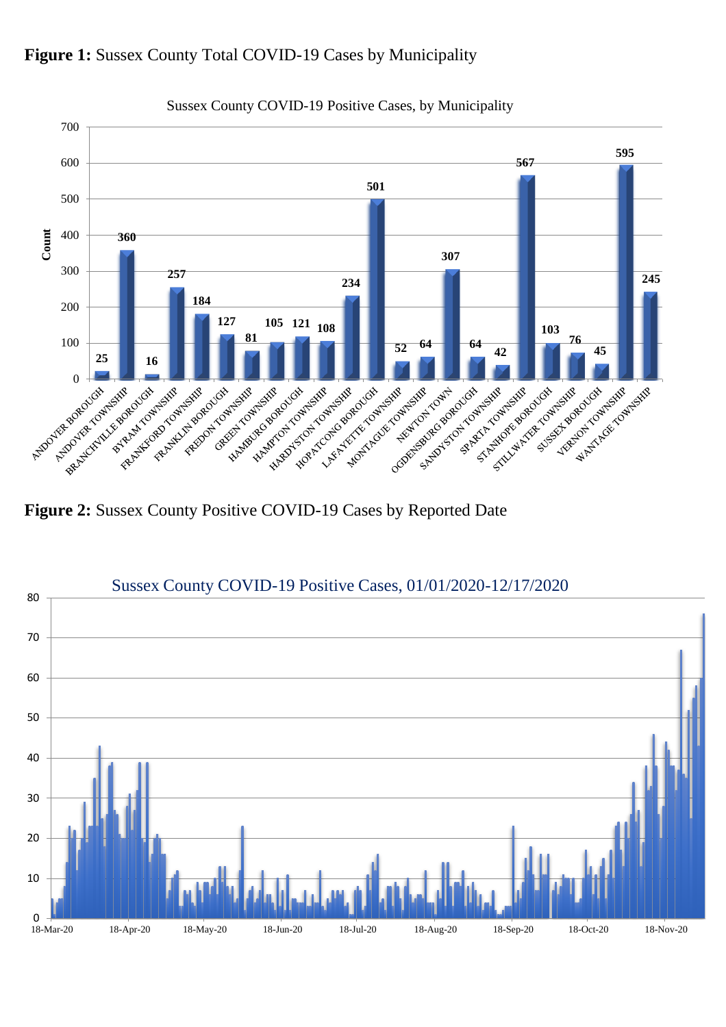**Figure 1:** Sussex County Total COVID-19 Cases by Municipality

| Municipality | Count |
|---|---|
| ANDOVER BOROUGH | 25 |
| ANDOVER TOWNSHIP | 360 |
| BRANCHVILLE BOROUGH | 16 |
| BYRAM TOWNSHIP | 257 |
| FRANKFORD TOWNSHIP | 184 |
| FRANKLIN BOROUGH | 127 |
| FREDON TOWNSHIP | 81 |
| GREEN TOWNSHIP | 105 |
| HAMBURG BOROUGH | 121 |
| HAMPTON TOWNSHIP | 108 |
| HARDYSTON TOWNSHIP | 234 |
| HOPATCONG BOROUGH | 501 |
| LAFAYETTE TOWNSHIP | 52 |
| MONTAGUE TOWNSHIP | 64 |
| NEWTON TOWN | 307 |
| OGDENSBURG BOROUGH | 64 |
| SANDYSTON TOWNSHIP | 42 |
| SPARTA TOWNSHIP | 567 |
| STANHOPE BOROUGH | 103 |
| STILLWATER TOWNSHIP | 76 |
| SUSSEX BOROUGH | 45 |
| VERNON TOWNSHIP | 595 |
| WANTAGE TOWNSHIP | 245 |

**Figure 2:** Sussex County Positive COVID-19 Cases by Reported Date

Sussex County COVID-19 Positive Cases, 01/01/2020-12/17/2020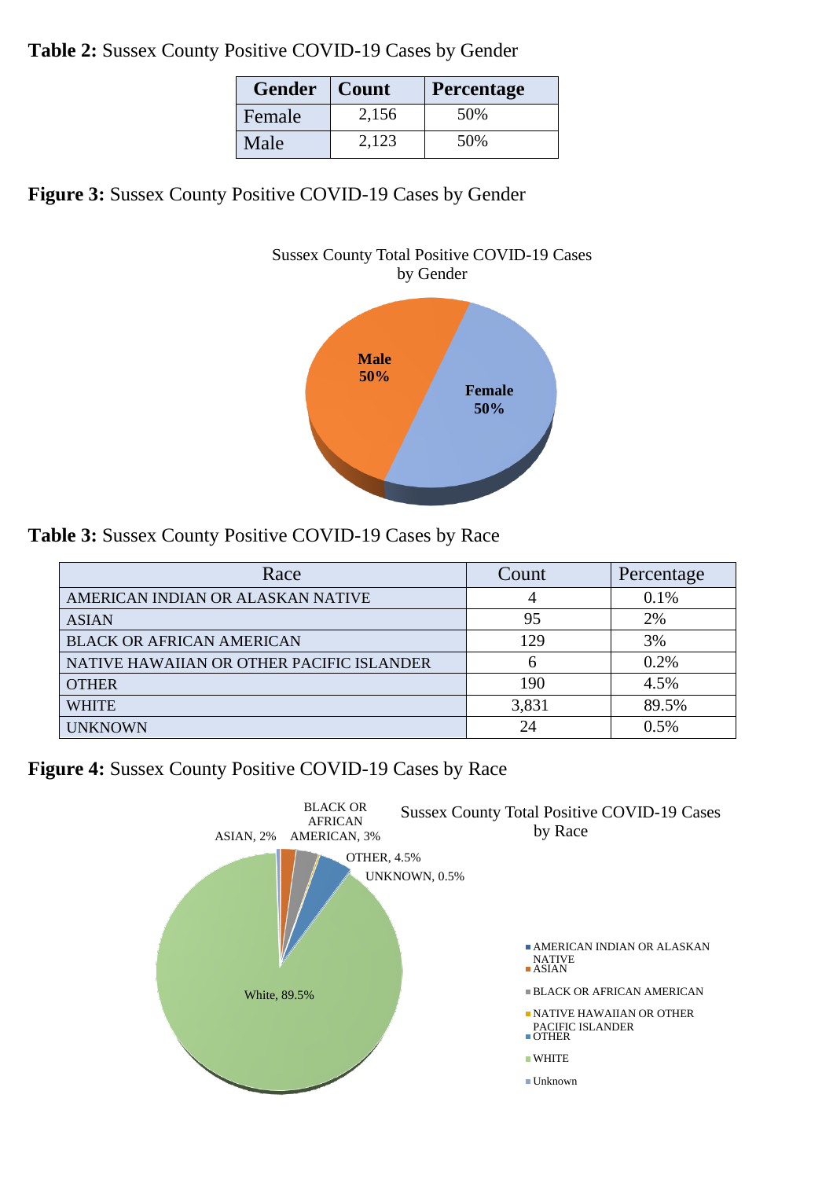**Table 2:** Sussex County Positive COVID-19 Cases by Gender

| Gender | Count | Percentage |
|---|---|---|
| Female | 2,156 | 50% |
| Male | 2,123 | 50% |

**Figure 3:** Sussex County Positive COVID-19 Cases by Gender

Sussex County Total Positive COVID-19 Cases by Gender

Male 50%

Female 50%

**Table 3:** Sussex County Positive COVID-19 Cases by Race

| Race | Count | Percentage |
|---|---|---|
| AMERICAN INDIAN OR ALASKAN NATIVE | 4 | 0.1% |
| ASIAN | 95 | 2% |
| BLACK OR AFRICAN AMERICAN | 129 | 3% |
| NATIVE HAWAIIAN OR OTHER PACIFIC ISLANDER | 6 | 0.2% |
| OTHER | 190 | 4.5% |
| WHITE | 3,831 | 89.5% |
| UNKNOWN | 24 | 0.5% |

**Figure 4:** Sussex County Positive COVID-19 Cases by Race

Sussex County Total Positive COVID-19 Cases by Race

ASIAN, 2%
BLACK OR AFRICAN AMERICAN, 3%
OTHER, 4.5%
UNKNOWN, 0.5%
White, 89.5%

- AMERICAN INDIAN OR ALASKAN NATIVE
- ASIAN
- BLACK OR AFRICAN AMERICAN
- NATIVE HAWAIIAN OR OTHER PACIFIC ISLANDER
- OTHER
- WHITE
- Unknown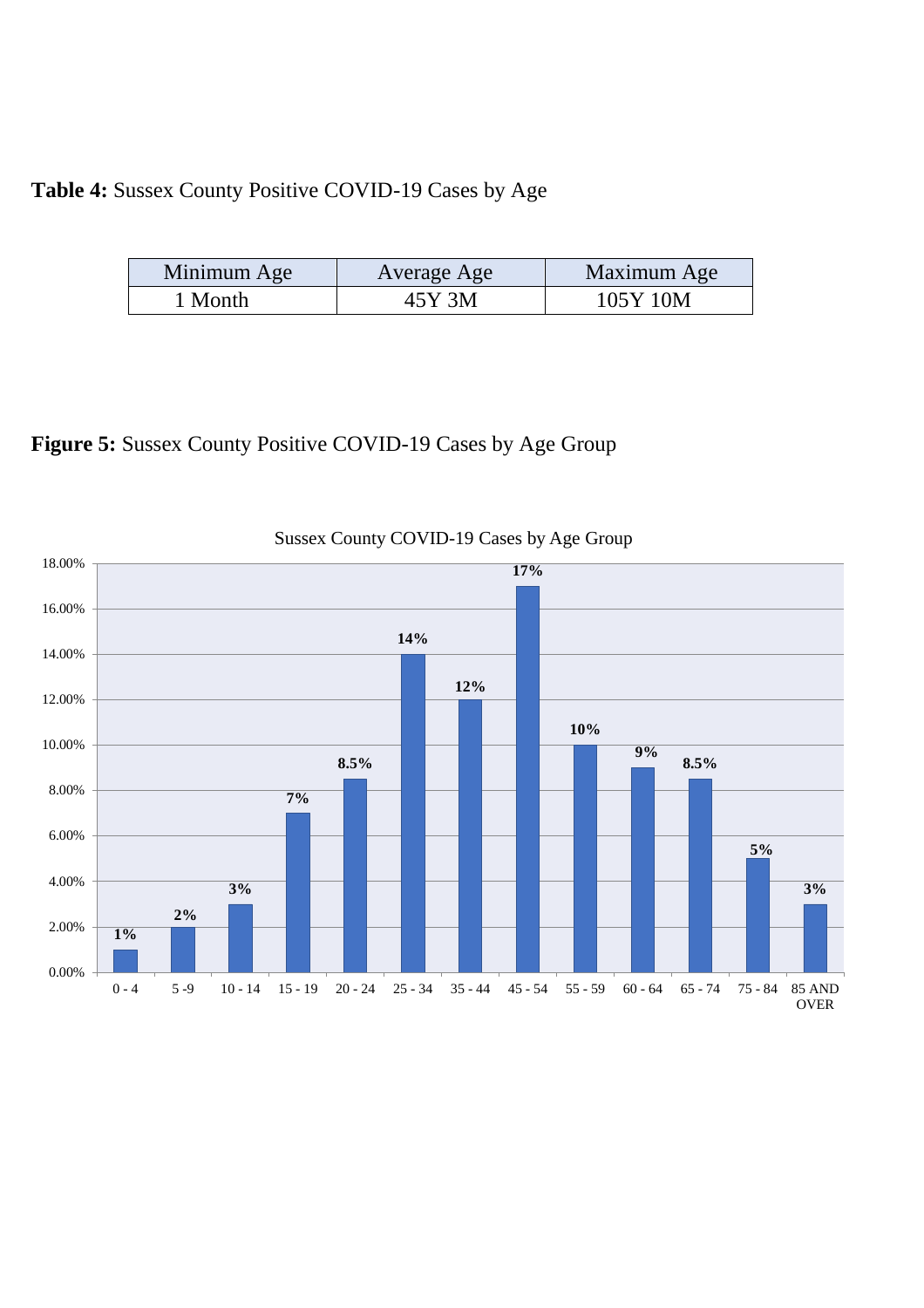**Table 4:** Sussex County Positive COVID-19 Cases by Age

| Minimum Age | Average Age | Maximum Age |
|---|---|---|
| 1 Month | 45Y 3M | 105Y 10M |

**Figure 5:** Sussex County Positive COVID-19 Cases by Age Group

Sussex County COVID-19 Cases by Age Group

| Age Group | Percentage |
|---|---|
| 0 - 4 | 1% |
| 5 -9 | 2% |
| 10 - 14 | 3% |
| 15 - 19 | 7% |
| 20 - 24 | 8.5% |
| 25 - 34 | 14% |
| 35 - 44 | 12% |
| 45 - 54 | 17% |
| 55 - 59 | 10% |
| 60 - 64 | 9% |
| 65 - 74 | 8.5% |
| 75 - 84 | 5% |
| 85 AND OVER | 3% |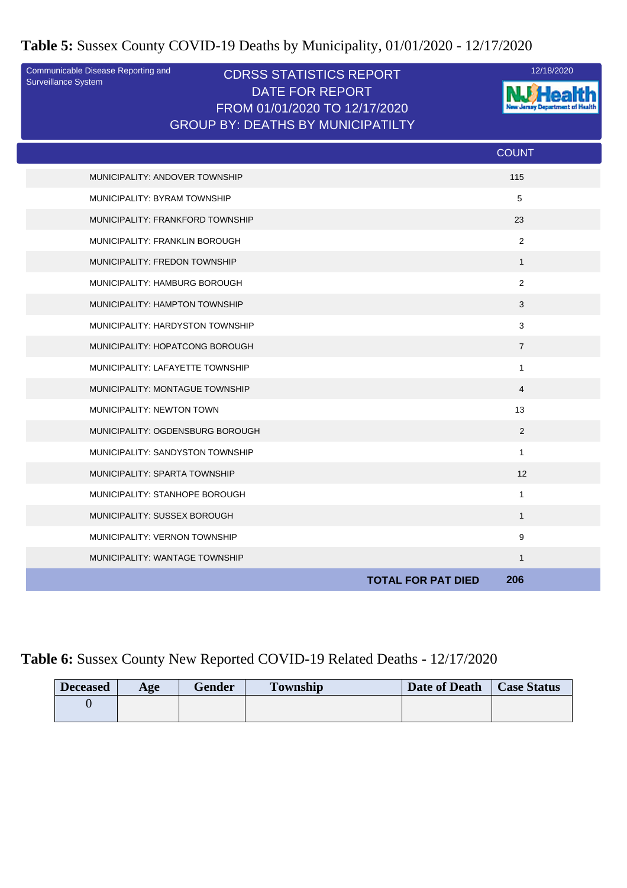**Table 5:** Sussex County COVID-19 Deaths by Municipality, 01/01/2020 - 12/17/2020

Communicable Disease Reporting and Surveillance System

CDRSS STATISTICS REPORT
DATE FOR REPORT
FROM 01/01/2020 TO 12/17/2020
GROUP BY: DEATHS BY MUNICIPATILTY

12/18/2020

| | COUNT |
|---|---|
| MUNICIPALITY: ANDOVER TOWNSHIP | 115 |
| MUNICIPALITY: BYRAM TOWNSHIP | 5 |
| MUNICIPALITY: FRANKFORD TOWNSHIP | 23 |
| MUNICIPALITY: FRANKLIN BOROUGH | 2 |
| MUNICIPALITY: FREDON TOWNSHIP | 1 |
| MUNICIPALITY: HAMBURG BOROUGH | 2 |
| MUNICIPALITY: HAMPTON TOWNSHIP | 3 |
| MUNICIPALITY: HARDYSTON TOWNSHIP | 3 |
| MUNICIPALITY: HOPATCONG BOROUGH | 7 |
| MUNICIPALITY: LAFAYETTE TOWNSHIP | 1 |
| MUNICIPALITY: MONTAGUE TOWNSHIP | 4 |
| MUNICIPALITY: NEWTON TOWN | 13 |
| MUNICIPALITY: OGDENSBURG BOROUGH | 2 |
| MUNICIPALITY: SANDYSTON TOWNSHIP | 1 |
| MUNICIPALITY: SPARTA TOWNSHIP | 12 |
| MUNICIPALITY: STANHOPE BOROUGH | 1 |
| MUNICIPALITY: SUSSEX BOROUGH | 1 |
| MUNICIPALITY: VERNON TOWNSHIP | 9 |
| MUNICIPALITY: WANTAGE TOWNSHIP | 1 |
| **TOTAL FOR PAT DIED** | **206** |

**Table 6:** Sussex County New Reported COVID-19 Related Deaths - 12/17/2020

| Deceased | Age | Gender | Township | Date of Death | Case Status |
|---|---|---|---|---|---|
| 0 | | | | | |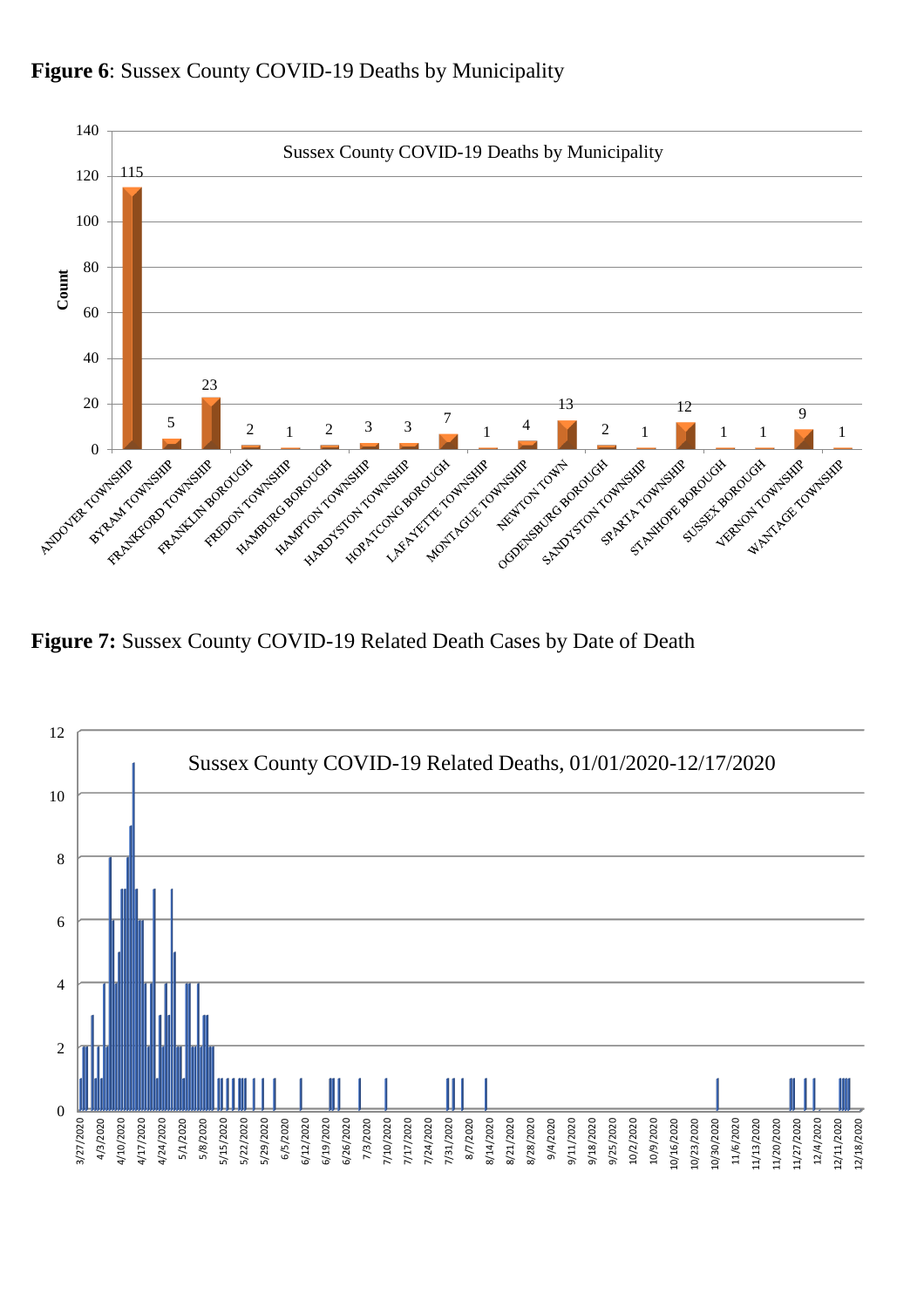**Figure 6**: Sussex County COVID-19 Deaths by Municipality

**Figure 7:** Sussex County COVID-19 Related Death Cases by Date of Death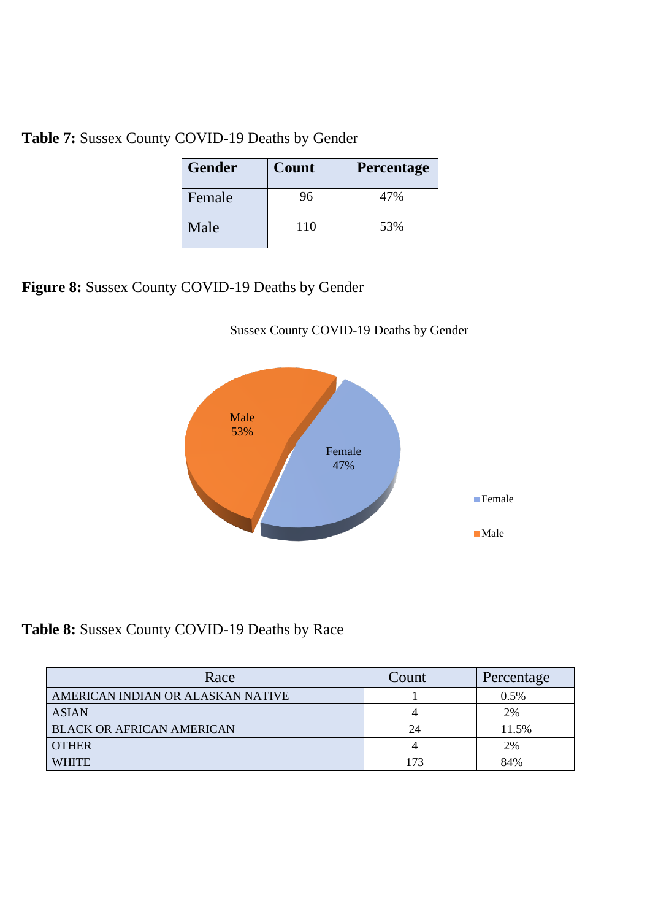**Table 7:** Sussex County COVID-19 Deaths by Gender

| Gender | Count | Percentage |
|---|---|---|
| Female | 96 | 47% |
| Male | 110 | 53% |

**Figure 8:** Sussex County COVID-19 Deaths by Gender

Sussex County COVID-19 Deaths by Gender

Male 53%

Female 47%

Female

Male

**Table 8:** Sussex County COVID-19 Deaths by Race

| Race | Count | Percentage |
|---|---|---|
| AMERICAN INDIAN OR ALASKAN NATIVE | 1 | 0.5% |
| ASIAN | 4 | 2% |
| BLACK OR AFRICAN AMERICAN | 24 | 11.5% |
| OTHER | 4 | 2% |
| WHITE | 173 | 84% |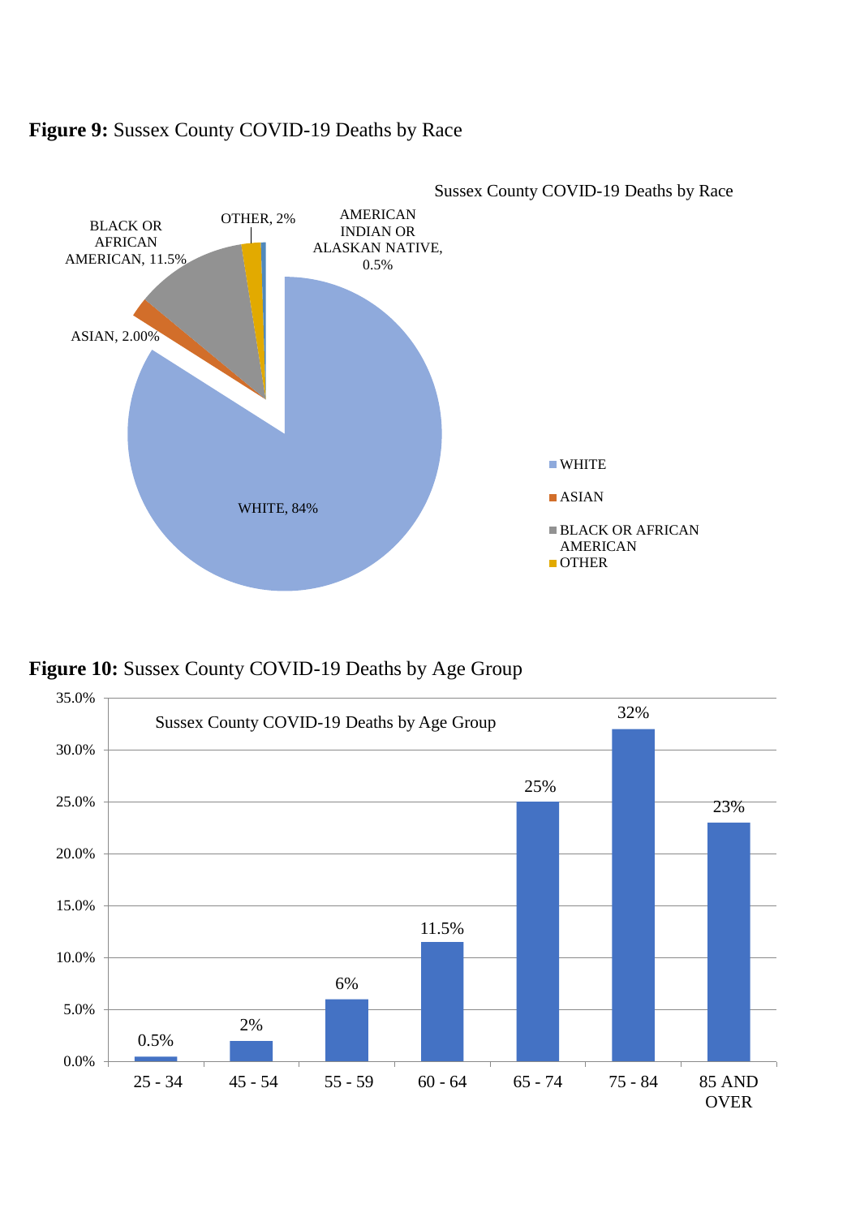**Figure 9:** Sussex County COVID-19 Deaths by Race

Sussex County COVID-19 Deaths by Race

| Race | Percentage |
| --- | --- |
| WHITE | 84% |
| ASIAN | 2.00% |
| BLACK OR AFRICAN AMERICAN | 11.5% |
| OTHER | 2% |
| AMERICAN INDIAN OR ALASKAN NATIVE | 0.5% |

**Figure 10:** Sussex County COVID-19 Deaths by Age Group

Sussex County COVID-19 Deaths by Age Group

| Age Group | Percentage |
| --- | --- |
| 25 - 34 | 0.5% |
| 45 - 54 | 2% |
| 55 - 59 | 6% |
| 60 - 64 | 11.5% |
| 65 - 74 | 25% |
| 75 - 84 | 32% |
| 85 AND OVER | 23% |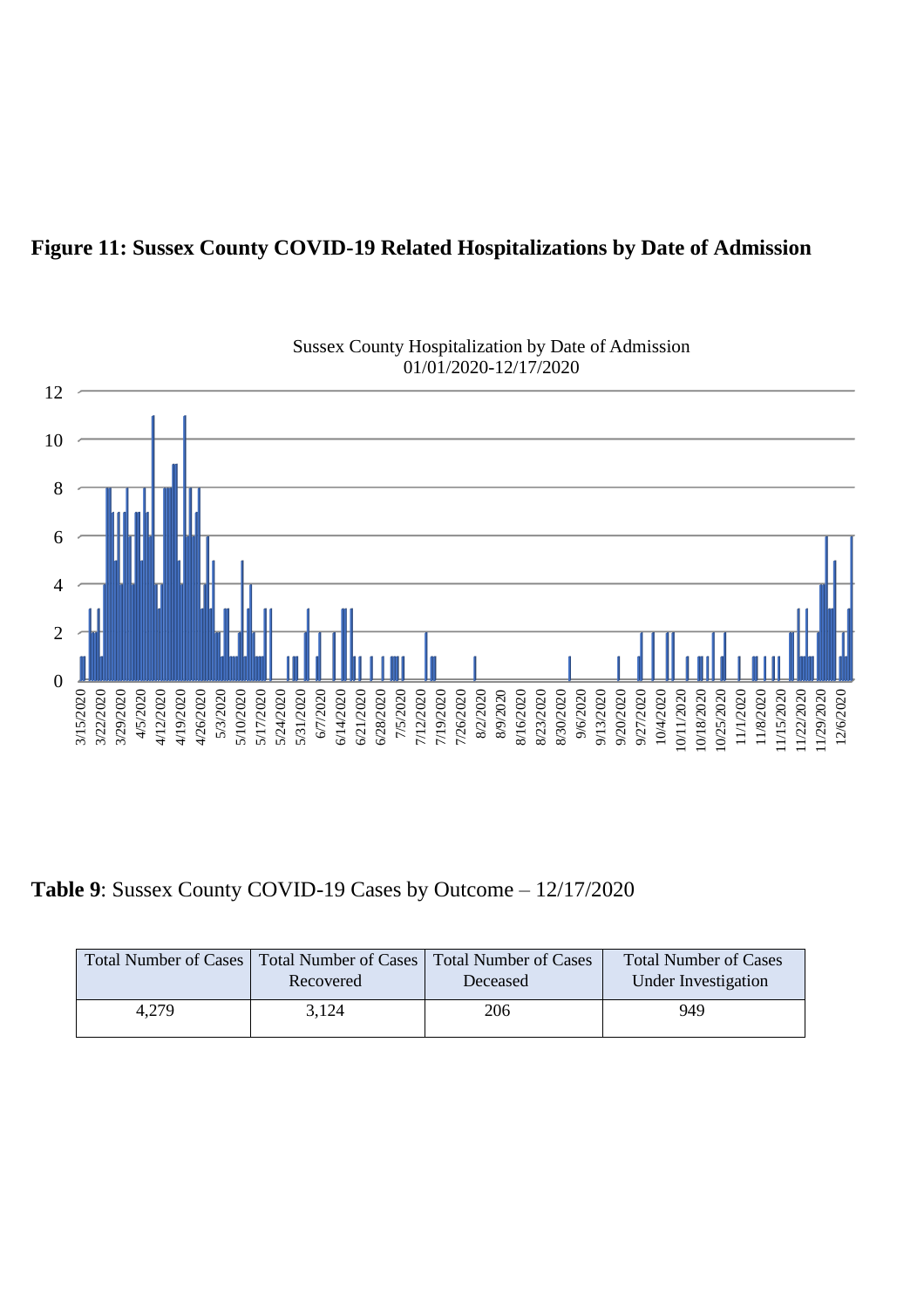**Figure 11: Sussex County COVID-19 Related Hospitalizations by Date of Admission**

**Table 9**: Sussex County COVID-19 Cases by Outcome – 12/17/2020

| Total Number of Cases | Total Number of Cases Recovered | Total Number of Cases Deceased | Total Number of Cases Under Investigation |
|---|---|---|---|
| 4,279 | 3,124 | 206 | 949 |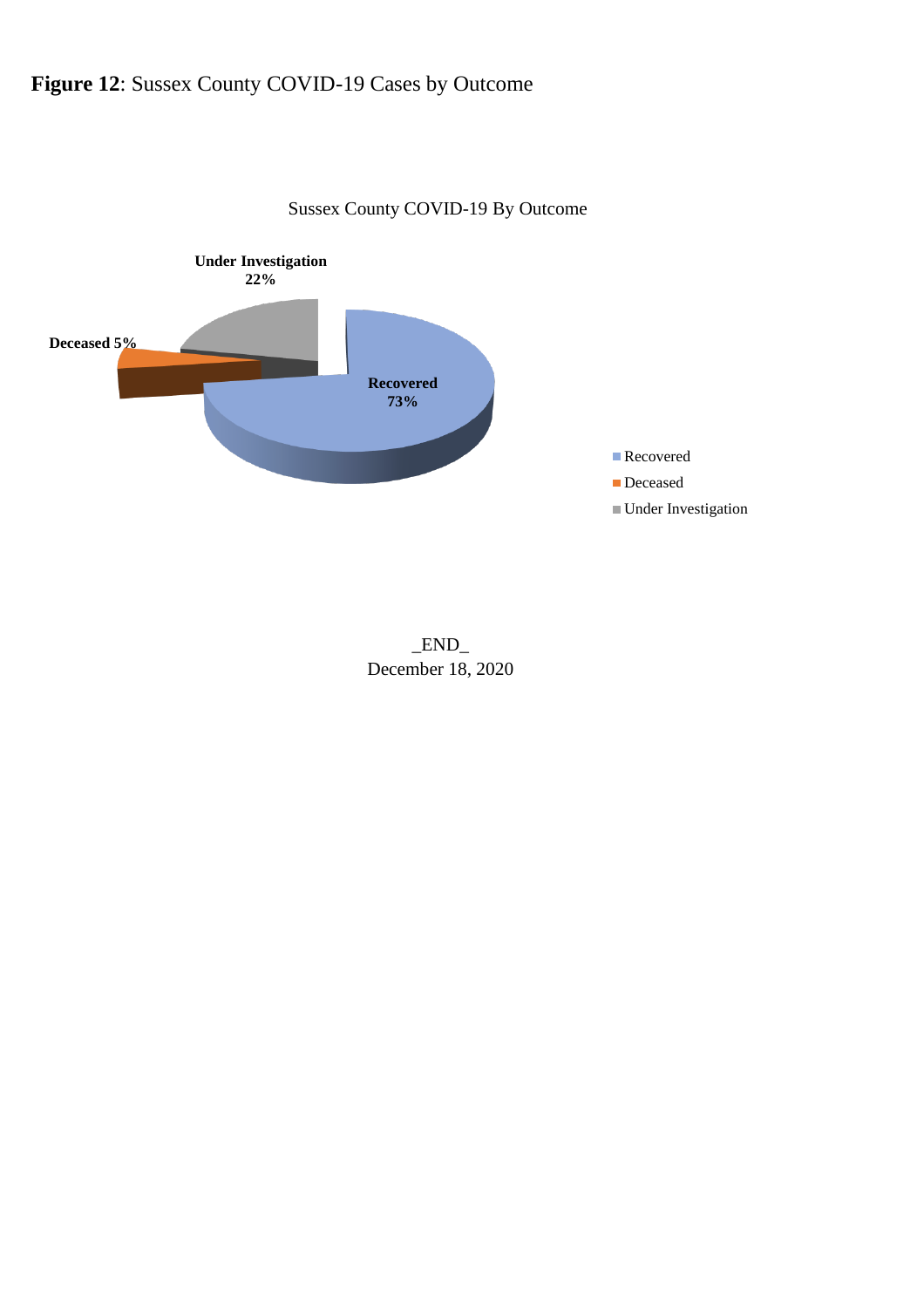**Figure 12**: Sussex County COVID-19 Cases by Outcome

Sussex County COVID-19 By Outcome

Under Investigation 22%

Deceased 5%

Recovered 73%

Recovered

Deceased

Under Investigation

_END_

December 18, 2020